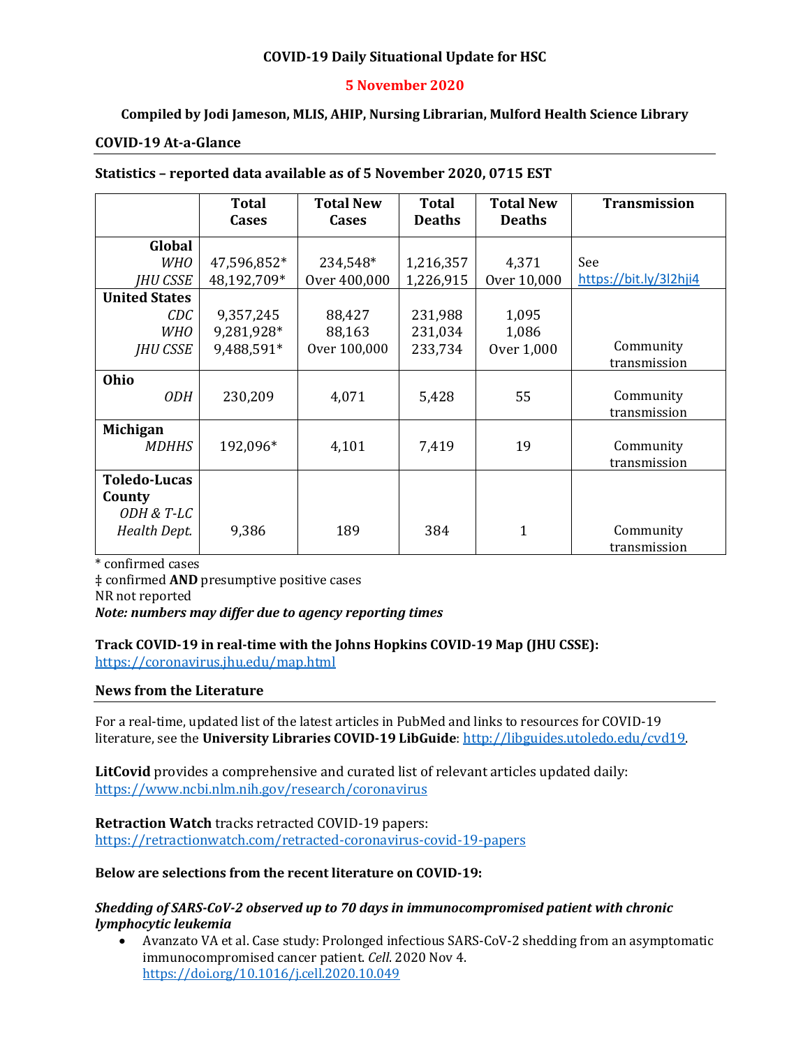**COVID-19 Daily Situational Update for HSC**

**5 November 2020**

**Compiled by Jodi Jameson, MLIS, AHIP, Nursing Librarian, Mulford Health Science Library**

## COVID-19 At-a-Glance

**Statistics – reported data available as of 5 November 2020, 0715 EST**

| | Total Cases | Total New Cases | Total Deaths | Total New Deaths | Transmission |
|---|---|---|---|---|---|
| **Global** | | | | | |
| *WHO* | 47,596,852* | 234,548* | 1,216,357 | 4,371 | See |
| *JHU CSSE* | 48,192,709* | Over 400,000 | 1,226,915 | Over 10,000 | https://bit.ly/3l2hji4 |
| **United States** | | | | | |
| *CDC* | 9,357,245 | 88,427 | 231,988 | 1,095 | |
| *WHO* | 9,281,928* | 88,163 | 231,034 | 1,086 | |
| *JHU CSSE* | 9,488,591* | Over 100,000 | 233,734 | Over 1,000 | Community transmission |
| **Ohio** *ODH* | 230,209 | 4,071 | 5,428 | 55 | Community transmission |
| **Michigan** *MDHHS* | 192,096* | 4,101 | 7,419 | 19 | Community transmission |
| **Toledo-Lucas County** *ODH & T-LC Health Dept.* | 9,386 | 189 | 384 | 1 | Community transmission |

\* confirmed cases
‡ confirmed **AND** presumptive positive cases
NR not reported
***Note: numbers may differ due to agency reporting times***

**Track COVID-19 in real-time with the Johns Hopkins COVID-19 Map (JHU CSSE):**
https://coronavirus.jhu.edu/map.html

## News from the Literature

For a real-time, updated list of the latest articles in PubMed and links to resources for COVID-19 literature, see the **University Libraries COVID-19 LibGuide**: http://libguides.utoledo.edu/cvd19.

**LitCovid** provides a comprehensive and curated list of relevant articles updated daily:
https://www.ncbi.nlm.nih.gov/research/coronavirus

**Retraction Watch** tracks retracted COVID-19 papers:
https://retractionwatch.com/retracted-coronavirus-covid-19-papers

**Below are selections from the recent literature on COVID-19:**

***Shedding of SARS-CoV-2 observed up to 70 days in immunocompromised patient with chronic lymphocytic leukemia***

- Avanzato VA et al. Case study: Prolonged infectious SARS-CoV-2 shedding from an asymptomatic immunocompromised cancer patient. *Cell*. 2020 Nov 4. https://doi.org/10.1016/j.cell.2020.10.049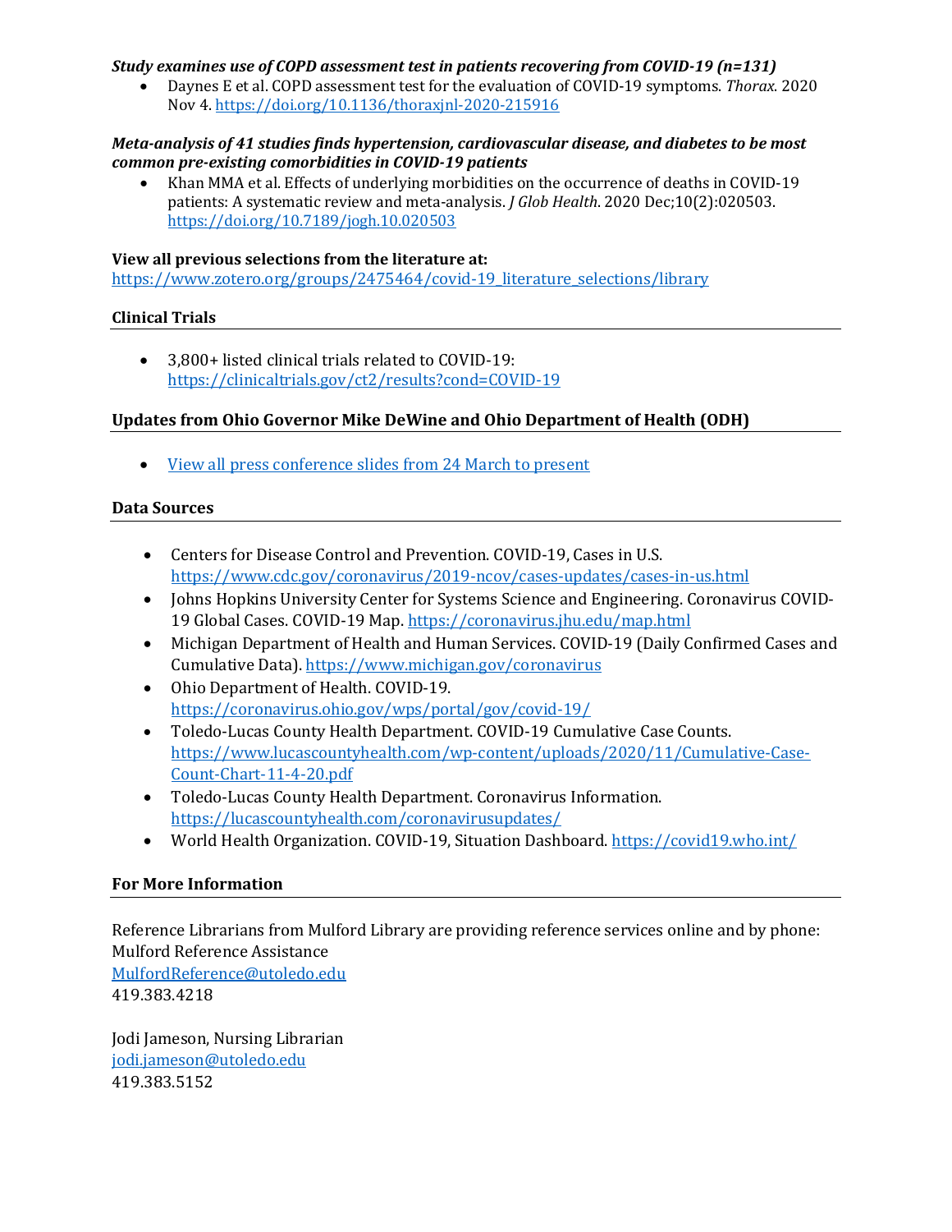***Study examines use of COPD assessment test in patients recovering from COVID-19 (n=131)***

- Daynes E et al. COPD assessment test for the evaluation of COVID-19 symptoms. *Thorax*. 2020 Nov 4. https://doi.org/10.1136/thoraxjnl-2020-215916

***Meta-analysis of 41 studies finds hypertension, cardiovascular disease, and diabetes to be most common pre-existing comorbidities in COVID-19 patients***

- Khan MMA et al. Effects of underlying morbidities on the occurrence of deaths in COVID-19 patients: A systematic review and meta-analysis. *J Glob Health*. 2020 Dec;10(2):020503. https://doi.org/10.7189/jogh.10.020503

**View all previous selections from the literature at:**
https://www.zotero.org/groups/2475464/covid-19_literature_selections/library

## Clinical Trials

- 3,800+ listed clinical trials related to COVID-19: https://clinicaltrials.gov/ct2/results?cond=COVID-19

## Updates from Ohio Governor Mike DeWine and Ohio Department of Health (ODH)

- View all press conference slides from 24 March to present

## Data Sources

- Centers for Disease Control and Prevention. COVID-19, Cases in U.S. https://www.cdc.gov/coronavirus/2019-ncov/cases-updates/cases-in-us.html
- Johns Hopkins University Center for Systems Science and Engineering. Coronavirus COVID-19 Global Cases. COVID-19 Map. https://coronavirus.jhu.edu/map.html
- Michigan Department of Health and Human Services. COVID-19 (Daily Confirmed Cases and Cumulative Data). https://www.michigan.gov/coronavirus
- Ohio Department of Health. COVID-19. https://coronavirus.ohio.gov/wps/portal/gov/covid-19/
- Toledo-Lucas County Health Department. COVID-19 Cumulative Case Counts. https://www.lucascountyhealth.com/wp-content/uploads/2020/11/Cumulative-Case-Count-Chart-11-4-20.pdf
- Toledo-Lucas County Health Department. Coronavirus Information. https://lucascountyhealth.com/coronavirusupdates/
- World Health Organization. COVID-19, Situation Dashboard. https://covid19.who.int/

## For More Information

Reference Librarians from Mulford Library are providing reference services online and by phone:
Mulford Reference Assistance
MulfordReference@utoledo.edu
419.383.4218

Jodi Jameson, Nursing Librarian
jodi.jameson@utoledo.edu
419.383.5152